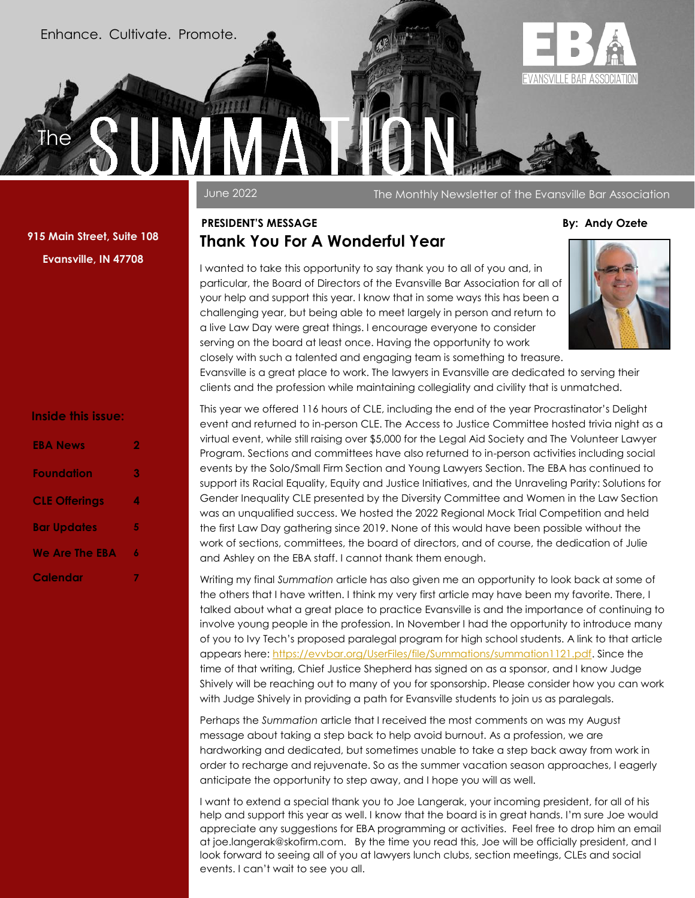Enhance. Cultivate. Promote.

# The SUMMATION

EVANSVILLE BAR ASSOCIATION

June 2022 — The Monthly Newsletter of the Evansville Bar Association

**915 Main Street, Suite 108**
**Evansville, IN 47708**

**Inside this issue:**

| | |
|---|---|
| EBA News | 2 |
| Foundation | 3 |
| CLE Offerings | 4 |
| Bar Updates | 5 |
| We Are The EBA | 6 |
| Calendar | 7 |

**PRESIDENT'S MESSAGE** — **By: Andy Ozete**

## Thank You For A Wonderful Year

I wanted to take this opportunity to say thank you to all of you and, in particular, the Board of Directors of the Evansville Bar Association for all of your help and support this year. I know that in some ways this has been a challenging year, but being able to meet largely in person and return to a live Law Day were great things. I encourage everyone to consider serving on the board at least once. Having the opportunity to work closely with such a talented and engaging team is something to treasure. Evansville is a great place to work. The lawyers in Evansville are dedicated to serving their clients and the profession while maintaining collegiality and civility that is unmatched.

This year we offered 116 hours of CLE, including the end of the year Procrastinator's Delight event and returned to in-person CLE. The Access to Justice Committee hosted trivia night as a virtual event, while still raising over $5,000 for the Legal Aid Society and The Volunteer Lawyer Program. Sections and committees have also returned to in-person activities including social events by the Solo/Small Firm Section and Young Lawyers Section. The EBA has continued to support its Racial Equality, Equity and Justice Initiatives, and the Unraveling Parity: Solutions for Gender Inequality CLE presented by the Diversity Committee and Women in the Law Section was an unqualified success. We hosted the 2022 Regional Mock Trial Competition and held the first Law Day gathering since 2019. None of this would have been possible without the work of sections, committees, the board of directors, and of course, the dedication of Julie and Ashley on the EBA staff. I cannot thank them enough.

Writing my final *Summation* article has also given me an opportunity to look back at some of the others that I have written. I think my very first article may have been my favorite. There, I talked about what a great place to practice Evansville is and the importance of continuing to involve young people in the profession. In November I had the opportunity to introduce many of you to Ivy Tech's proposed paralegal program for high school students. A link to that article appears here: https://evvbar.org/UserFiles/file/Summations/summation1121.pdf. Since the time of that writing, Chief Justice Shepherd has signed on as a sponsor, and I know Judge Shively will be reaching out to many of you for sponsorship. Please consider how you can work with Judge Shively in providing a path for Evansville students to join us as paralegals.

Perhaps the *Summation* article that I received the most comments on was my August message about taking a step back to help avoid burnout. As a profession, we are hardworking and dedicated, but sometimes unable to take a step back away from work in order to recharge and rejuvenate. So as the summer vacation season approaches, I eagerly anticipate the opportunity to step away, and I hope you will as well.

I want to extend a special thank you to Joe Langerak, your incoming president, for all of his help and support this year as well. I know that the board is in great hands. I'm sure Joe would appreciate any suggestions for EBA programming or activities. Feel free to drop him an email at joe.langerak@skofirm.com. By the time you read this, Joe will be officially president, and I look forward to seeing all of you at lawyers lunch clubs, section meetings, CLEs and social events. I can't wait to see you all.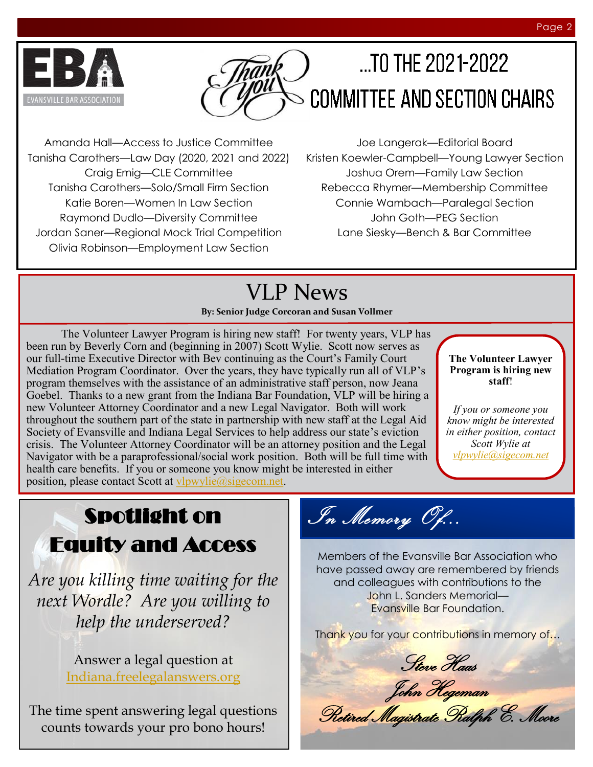EBA

EVANSVILLE BAR ASSOCIATION

# Thank You ...TO THE 2021-2022 COMMITTEE AND SECTION CHAIRS

Amanda Hall—Access to Justice Committee
Tanisha Carothers—Law Day (2020, 2021 and 2022)
Craig Emig—CLE Committee
Tanisha Carothers—Solo/Small Firm Section
Katie Boren—Women In Law Section
Raymond Dudlo—Diversity Committee
Jordan Saner—Regional Mock Trial Competition
Olivia Robinson—Employment Law Section

Joe Langerak—Editorial Board
Kristen Koewler-Campbell—Young Lawyer Section
Joshua Orem—Family Law Section
Rebecca Rhymer—Membership Committee
Connie Wambach—Paralegal Section
John Goth—PEG Section
Lane Siesky—Bench & Bar Committee

# VLP News

**By: Senior Judge Corcoran and Susan Vollmer**

The Volunteer Lawyer Program is hiring new staff! For twenty years, VLP has been run by Beverly Corn and (beginning in 2007) Scott Wylie. Scott now serves as our full-time Executive Director with Bev continuing as the Court's Family Court Mediation Program Coordinator. Over the years, they have typically run all of VLP's program themselves with the assistance of an administrative staff person, now Jeana Goebel. Thanks to a new grant from the Indiana Bar Foundation, VLP will be hiring a new Volunteer Attorney Coordinator and a new Legal Navigator. Both will work throughout the southern part of the state in partnership with new staff at the Legal Aid Society of Evansville and Indiana Legal Services to help address our state's eviction crisis. The Volunteer Attorney Coordinator will be an attorney position and the Legal Navigator with be a paraprofessional/social work position. Both will be full time with health care benefits. If you or someone you know might be interested in either position, please contact Scott at vlpwylie@sigecom.net.

**The Volunteer Lawyer Program is hiring new staff!**

*If you or someone you know might be interested in either position, contact Scott Wylie at vlpwylie@sigecom.net*

# Spotlight on Equity and Access

*Are you killing time waiting for the next Wordle? Are you willing to help the underserved?*

Answer a legal question at Indiana.freelegalanswers.org

The time spent answering legal questions counts towards your pro bono hours!

# *In Memory Of...*

Members of the Evansville Bar Association who have passed away are remembered by friends and colleagues with contributions to the John L. Sanders Memorial—Evansville Bar Foundation.

Thank you for your contributions in memory of...

*Steve Haas*

*John Hegeman*

*Retired Magistrate Ralph E. Moore*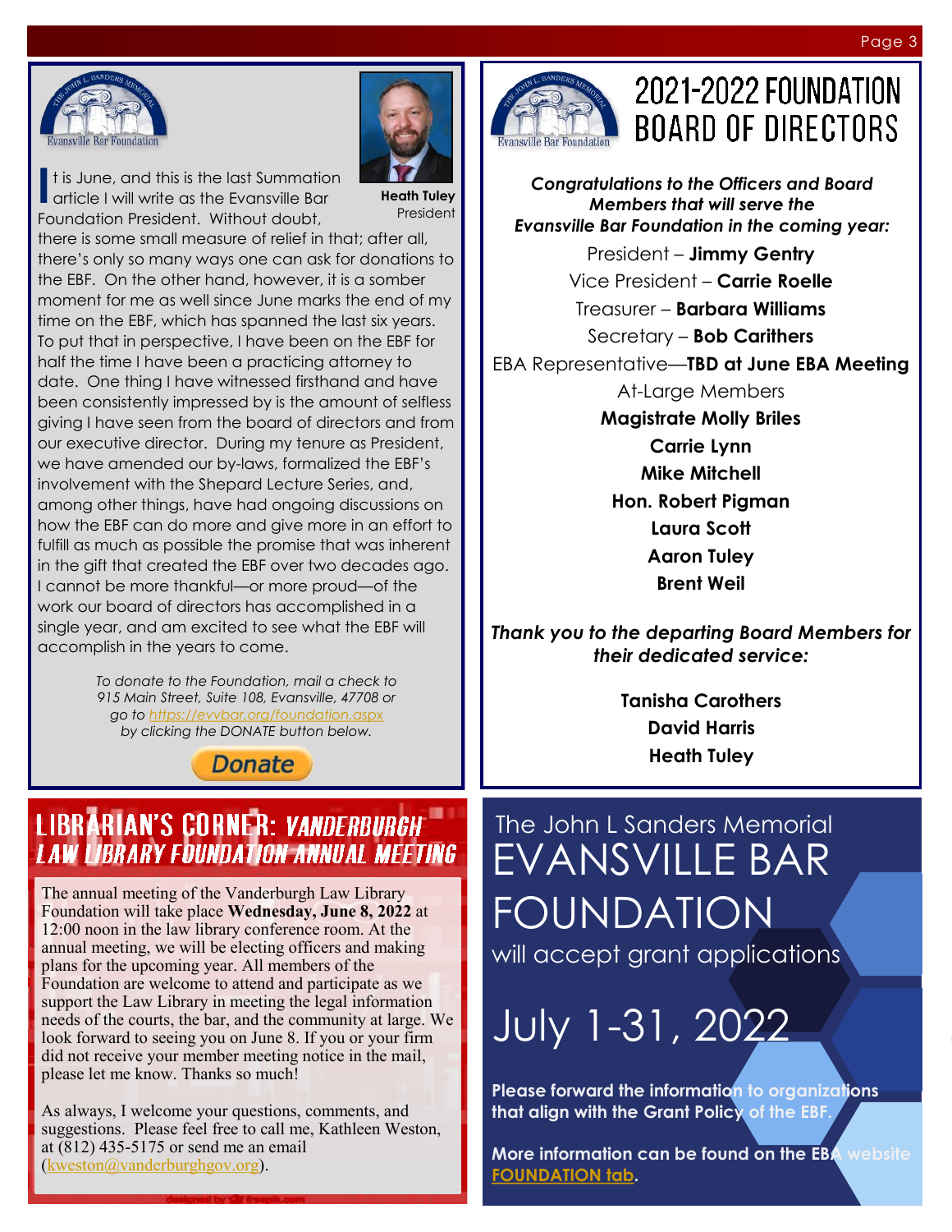Evansville Bar Foundation

**Heath Tuley**
President

It is June, and this is the last Summation article I will write as the Evansville Bar Foundation President. Without doubt, there is some small measure of relief in that; after all, there's only so many ways one can ask for donations to the EBF. On the other hand, however, it is a somber moment for me as well since June marks the end of my time on the EBF, which has spanned the last six years. To put that in perspective, I have been on the EBF for half the time I have been a practicing attorney to date. One thing I have witnessed firsthand and have been consistently impressed by is the amount of selfless giving I have seen from the board of directors and from our executive director. During my tenure as President, we have amended our by-laws, formalized the EBF's involvement with the Shepard Lecture Series, and, among other things, have had ongoing discussions on how the EBF can do more and give more in an effort to fulfill as much as possible the promise that was inherent in the gift that created the EBF over two decades ago. I cannot be more thankful—or more proud—of the work our board of directors has accomplished in a single year, and am excited to see what the EBF will accomplish in the years to come.

*To donate to the Foundation, mail a check to 915 Main Street, Suite 108, Evansville, 47708 or go to [https://evvbar.org/foundation.aspx](https://evvbar.org/foundation.aspx) by clicking the DONATE button below.*

Donate

# 2021-2022 FOUNDATION BOARD OF DIRECTORS

***Congratulations to the Officers and Board Members that will serve the Evansville Bar Foundation in the coming year:***

President – **Jimmy Gentry**
Vice President – **Carrie Roelle**
Treasurer – **Barbara Williams**
Secretary – **Bob Carithers**
EBA Representative—**TBD at June EBA Meeting**

At-Large Members

**Magistrate Molly Briles**
**Carrie Lynn**
**Mike Mitchell**
**Hon. Robert Pigman**
**Laura Scott**
**Aaron Tuley**
**Brent Weil**

***Thank you to the departing Board Members for their dedicated service:***

**Tanisha Carothers**
**David Harris**
**Heath Tuley**

## LIBRARIAN'S CORNER: *VANDERBURGH LAW LIBRARY FOUNDATION ANNUAL MEETING*

The annual meeting of the Vanderburgh Law Library Foundation will take place **Wednesday, June 8, 2022** at 12:00 noon in the law library conference room. At the annual meeting, we will be electing officers and making plans for the upcoming year. All members of the Foundation are welcome to attend and participate as we support the Law Library in meeting the legal information needs of the courts, the bar, and the community at large. We look forward to seeing you on June 8. If you or your firm did not receive your member meeting notice in the mail, please let me know. Thanks so much!

As always, I welcome your questions, comments, and suggestions. Please feel free to call me, Kathleen Weston, at (812) 435-5175 or send me an email ([kweston@vanderburghgov.org](mailto:kweston@vanderburghgov.org)).

The John L Sanders Memorial
# EVANSVILLE BAR FOUNDATION
will accept grant applications

## July 1-31, 2022

**Please forward the information to organizations that align with the Grant Policy of the EBF.**

**More information can be found on the EBA website FOUNDATION tab.**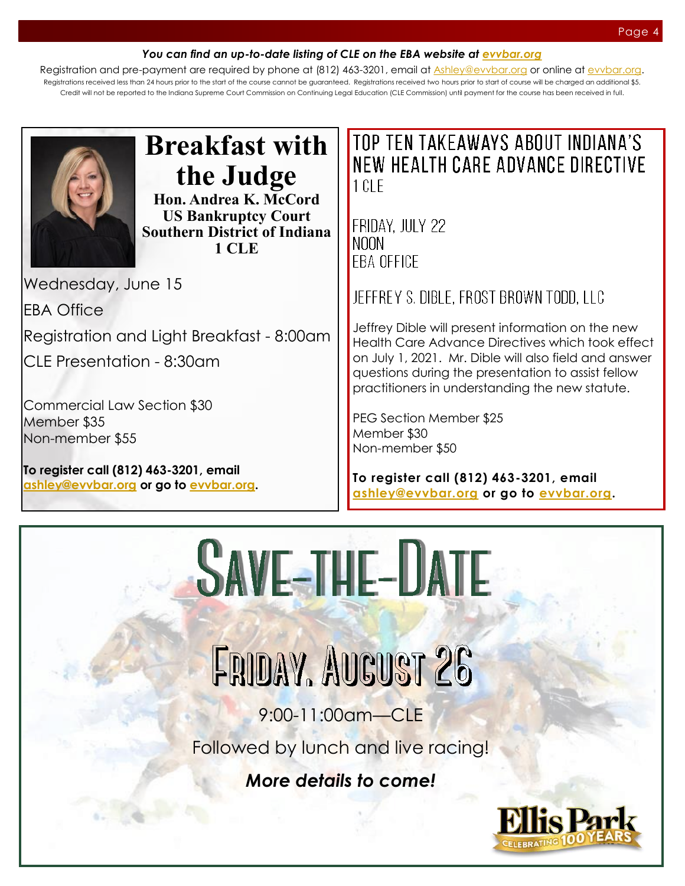***You can find an up-to-date listing of CLE on the EBA website at evvbar.org***

Registration and pre-payment are required by phone at (812) 463-3201, email at Ashley@evvbar.org or online at evvbar.org. Registrations received less than 24 hours prior to the start of the course cannot be guaranteed. Registrations received two hours prior to start of course will be charged an additional $5. Credit will not be reported to the Indiana Supreme Court Commission on Continuing Legal Education (CLE Commission) until payment for the course has been received in full.

# Breakfast with the Judge

**Hon. Andrea K. McCord**
**US Bankruptcy Court**
**Southern District of Indiana**
**1 CLE**

Wednesday, June 15

EBA Office

Registration and Light Breakfast - 8:00am

CLE Presentation - 8:30am

Commercial Law Section $30
Member $35
Non-member $55

**To register call (812) 463-3201, email ashley@evvbar.org or go to evvbar.org.**

# TOP TEN TAKEAWAYS ABOUT INDIANA'S NEW HEALTH CARE ADVANCE DIRECTIVE

1 CLE

FRIDAY, JULY 22
NOON
EBA OFFICE

JEFFREY S. DIBLE, FROST BROWN TODD, LLC

Jeffrey Dible will present information on the new Health Care Advance Directives which took effect on July 1, 2021. Mr. Dible will also field and answer questions during the presentation to assist fellow practitioners in understanding the new statute.

PEG Section Member $25
Member $30
Non-member $50

**To register call (812) 463-3201, email ashley@evvbar.org or go to evvbar.org.**

# SAVE-THE-DATE

## FRIDAY, AUGUST 26

9:00-11:00am—CLE

Followed by lunch and live racing!

***More details to come!***

Ellis Park CELEBRATING 100 YEARS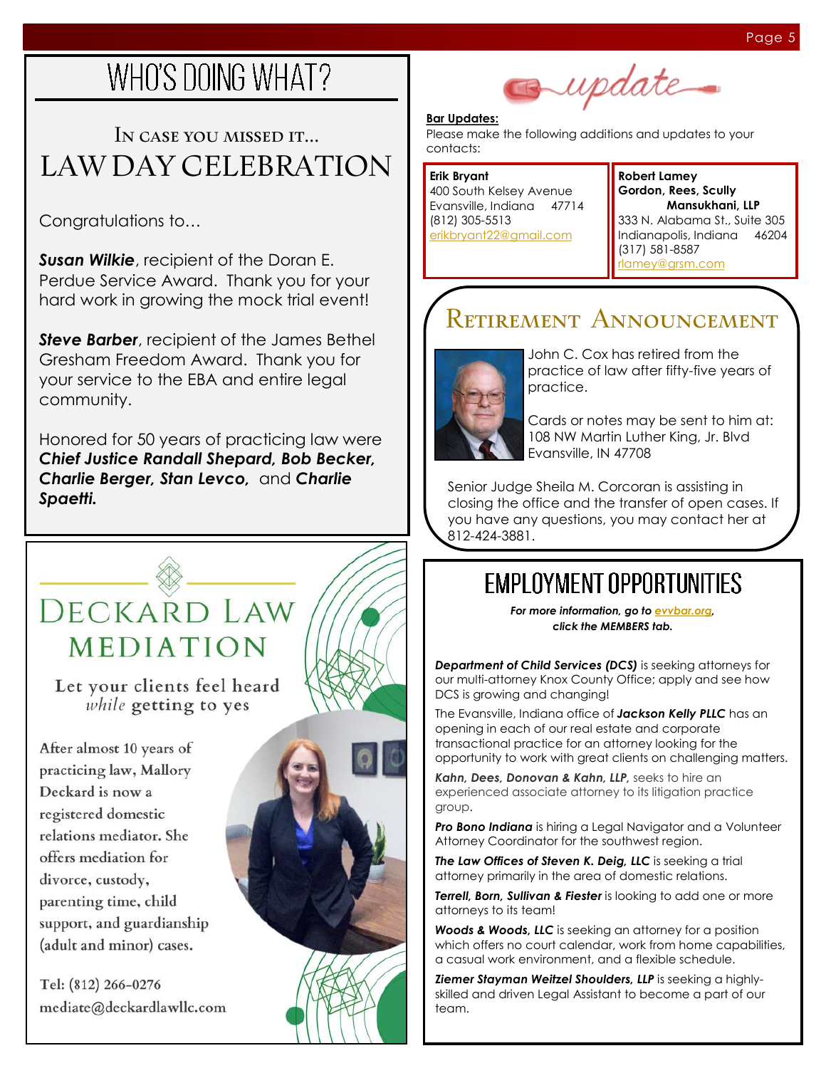# WHO'S DOING WHAT?

## In case you missed it...
## LAW DAY CELEBRATION

Congratulations to...

***Susan Wilkie***, recipient of the Doran E. Perdue Service Award. Thank you for your hard work in growing the mock trial event!

***Steve Barber***, recipient of the James Bethel Gresham Freedom Award. Thank you for your service to the EBA and entire legal community.

Honored for 50 years of practicing law were ***Chief Justice Randall Shepard, Bob Becker, Charlie Berger, Stan Levco,*** and ***Charlie Spaetti.***

# DECKARD LAW MEDIATION

Let your clients feel heard *while* getting to yes

After almost 10 years of practicing law, Mallory Deckard is now a registered domestic relations mediator. She offers mediation for divorce, custody, parenting time, child support, and guardianship (adult and minor) cases.

Tel: (812) 266-0276
mediate@deckardlawllc.com

# update

**Bar Updates:**
Please make the following additions and updates to your contacts:

**Erik Bryant**
400 South Kelsey Avenue
Evansville, Indiana 47714
(812) 305-5513
erikbryant22@gmail.com

**Robert Lamey**
**Gordon, Rees, Scully Mansukhani, LLP**
333 N. Alabama St., Suite 305
Indianapolis, Indiana 46204
(317) 581-8587
rlamey@grsm.com

## Retirement Announcement

John C. Cox has retired from the practice of law after fifty-five years of practice.

Cards or notes may be sent to him at:
108 NW Martin Luther King, Jr. Blvd
Evansville, IN 47708

Senior Judge Sheila M. Corcoran is assisting in closing the office and the transfer of open cases. If you have any questions, you may contact her at 812-424-3881.

# EMPLOYMENT OPPORTUNITIES

***For more information, go to evvbar.org, click the MEMBERS tab.***

***Department of Child Services (DCS)*** is seeking attorneys for our multi-attorney Knox County Office; apply and see how DCS is growing and changing!

The Evansville, Indiana office of ***Jackson Kelly PLLC*** has an opening in each of our real estate and corporate transactional practice for an attorney looking for the opportunity to work with great clients on challenging matters.

***Kahn, Dees, Donovan & Kahn, LLP,*** seeks to hire an experienced associate attorney to its litigation practice group.

***Pro Bono Indiana*** is hiring a Legal Navigator and a Volunteer Attorney Coordinator for the southwest region.

***The Law Offices of Steven K. Deig, LLC*** is seeking a trial attorney primarily in the area of domestic relations.

***Terrell, Born, Sullivan & Fiester*** is looking to add one or more attorneys to its team!

***Woods & Woods, LLC*** is seeking an attorney for a position which offers no court calendar, work from home capabilities, a casual work environment, and a flexible schedule.

***Ziemer Stayman Weitzel Shoulders, LLP*** is seeking a highly-skilled and driven Legal Assistant to become a part of our team.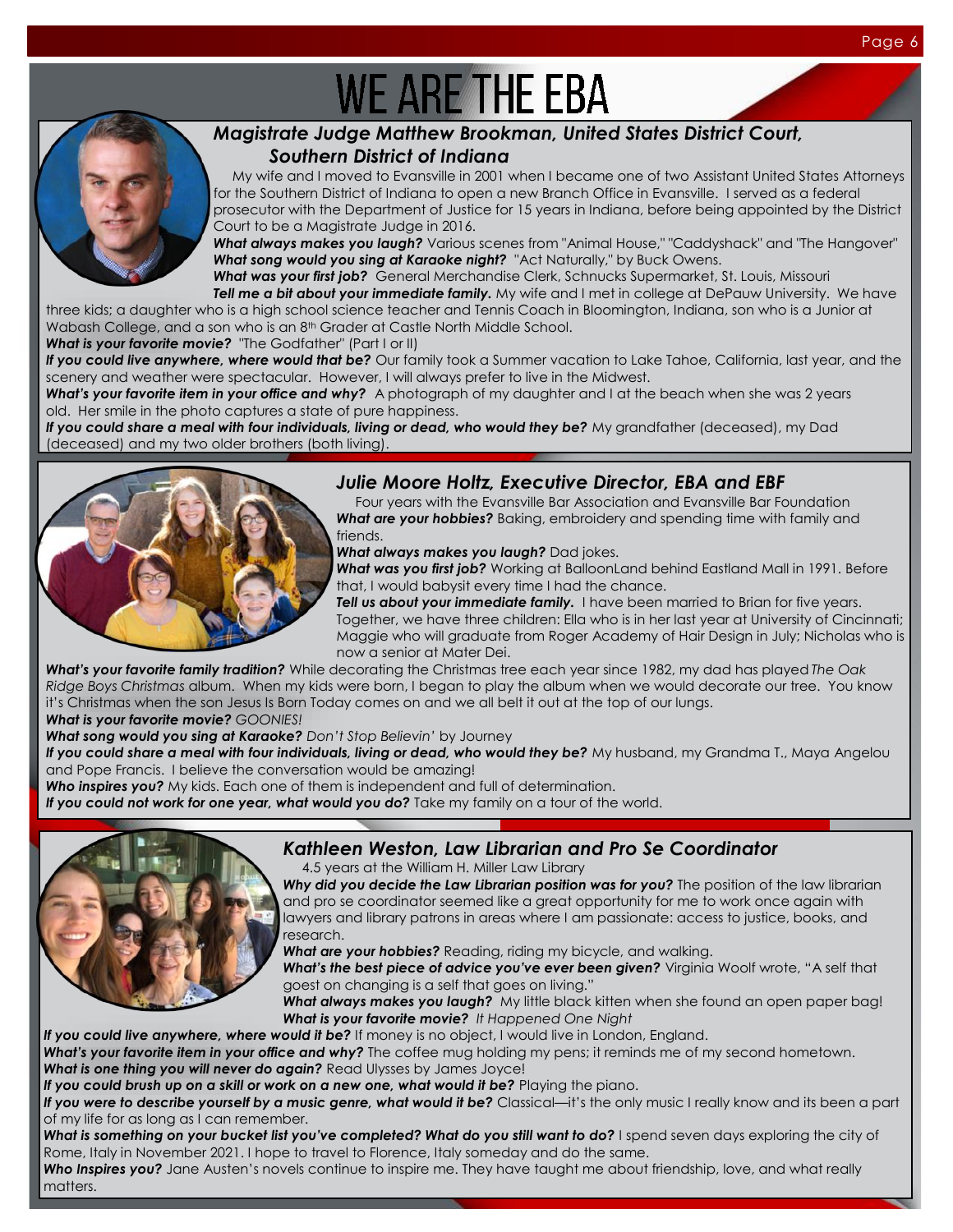# WE ARE THE EBA

## *Magistrate Judge Matthew Brookman, United States District Court, Southern District of Indiana*

My wife and I moved to Evansville in 2001 when I became one of two Assistant United States Attorneys for the Southern District of Indiana to open a new Branch Office in Evansville. I served as a federal prosecutor with the Department of Justice for 15 years in Indiana, before being appointed by the District Court to be a Magistrate Judge in 2016.

***What always makes you laugh?*** Various scenes from "Animal House," "Caddyshack" and "The Hangover"

***What song would you sing at Karaoke night?*** "Act Naturally," by Buck Owens.

***What was your first job?*** General Merchandise Clerk, Schnucks Supermarket, St. Louis, Missouri

***Tell me a bit about your immediate family.*** My wife and I met in college at DePauw University. We have three kids; a daughter who is a high school science teacher and Tennis Coach in Bloomington, Indiana, son who is a Junior at Wabash College, and a son who is an 8th Grader at Castle North Middle School.

***What is your favorite movie?*** "The Godfather" (Part I or II)

***If you could live anywhere, where would that be?*** Our family took a Summer vacation to Lake Tahoe, California, last year, and the scenery and weather were spectacular. However, I will always prefer to live in the Midwest.

***What's your favorite item in your office and why?*** A photograph of my daughter and I at the beach when she was 2 years old. Her smile in the photo captures a state of pure happiness.

***If you could share a meal with four individuals, living or dead, who would they be?*** My grandfather (deceased), my Dad (deceased) and my two older brothers (both living).

## *Julie Moore Holtz, Executive Director, EBA and EBF*

Four years with the Evansville Bar Association and Evansville Bar Foundation

***What are your hobbies?*** Baking, embroidery and spending time with family and friends.

***What always makes you laugh?*** Dad jokes.

***What was you first job?*** Working at BalloonLand behind Eastland Mall in 1991. Before that, I would babysit every time I had the chance.

***Tell us about your immediate family.*** I have been married to Brian for five years. Together, we have three children: Ella who is in her last year at University of Cincinnati; Maggie who will graduate from Roger Academy of Hair Design in July; Nicholas who is now a senior at Mater Dei.

***What's your favorite family tradition?*** While decorating the Christmas tree each year since 1982, my dad has played *The Oak Ridge Boys Christmas* album. When my kids were born, I began to play the album when we would decorate our tree. You know it's Christmas when the son Jesus Is Born Today comes on and we all belt it out at the top of our lungs.

***What is your favorite movie?*** *GOONIES!*

***What song would you sing at Karaoke?*** *Don't Stop Believin'* by Journey

***If you could share a meal with four individuals, living or dead, who would they be?*** My husband, my Grandma T., Maya Angelou and Pope Francis. I believe the conversation would be amazing!

***Who inspires you?*** My kids. Each one of them is independent and full of determination.

***If you could not work for one year, what would you do?*** Take my family on a tour of the world.

## *Kathleen Weston, Law Librarian and Pro Se Coordinator*

4.5 years at the William H. Miller Law Library

***Why did you decide the Law Librarian position was for you?*** The position of the law librarian and pro se coordinator seemed like a great opportunity for me to work once again with lawyers and library patrons in areas where I am passionate: access to justice, books, and research.

***What are your hobbies?*** Reading, riding my bicycle, and walking.

***What's the best piece of advice you've ever been given?*** Virginia Woolf wrote, "A self that goest on changing is a self that goes on living."

***What always makes you laugh?*** My little black kitten when she found an open paper bag!

***What is your favorite movie?*** *It Happened One Night*

***If you could live anywhere, where would it be?*** If money is no object, I would live in London, England.

***What's your favorite item in your office and why?*** The coffee mug holding my pens; it reminds me of my second hometown.

***What is one thing you will never do again?*** Read Ulysses by James Joyce!

***If you could brush up on a skill or work on a new one, what would it be?*** Playing the piano.

***If you were to describe yourself by a music genre, what would it be?*** Classical—it's the only music I really know and its been a part of my life for as long as I can remember.

***What is something on your bucket list you've completed? What do you still want to do?*** I spend seven days exploring the city of Rome, Italy in November 2021. I hope to travel to Florence, Italy someday and do the same.

***Who Inspires you?*** Jane Austen's novels continue to inspire me. They have taught me about friendship, love, and what really matters.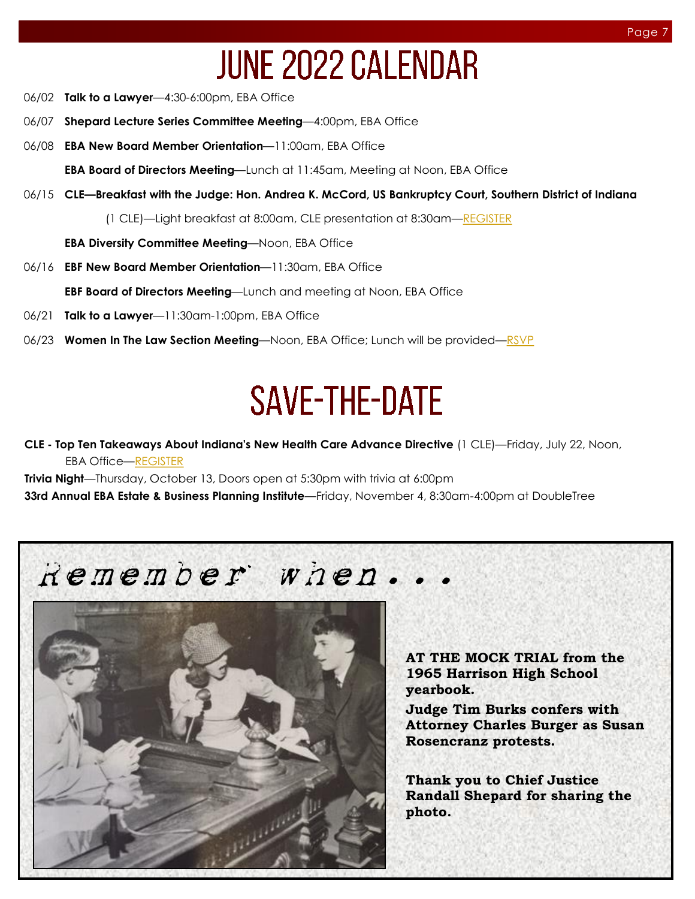# JUNE 2022 CALENDAR

06/02 **Talk to a Lawyer**—4:30-6:00pm, EBA Office

06/07 **Shepard Lecture Series Committee Meeting**—4:00pm, EBA Office

06/08 **EBA New Board Member Orientation**—11:00am, EBA Office

**EBA Board of Directors Meeting**—Lunch at 11:45am, Meeting at Noon, EBA Office

06/15 **CLE—Breakfast with the Judge: Hon. Andrea K. McCord, US Bankruptcy Court, Southern District of Indiana**

(1 CLE)—Light breakfast at 8:00am, CLE presentation at 8:30am—REGISTER

**EBA Diversity Committee Meeting**—Noon, EBA Office

06/16 **EBF New Board Member Orientation**—11:30am, EBA Office

**EBF Board of Directors Meeting**—Lunch and meeting at Noon, EBA Office

06/21 **Talk to a Lawyer**—11:30am-1:00pm, EBA Office

06/23 **Women In The Law Section Meeting**—Noon, EBA Office; Lunch will be provided—RSVP

# SAVE-THE-DATE

**CLE - Top Ten Takeaways About Indiana's New Health Care Advance Directive** (1 CLE)—Friday, July 22, Noon, EBA Office—REGISTER

**Trivia Night**—Thursday, October 13, Doors open at 5:30pm with trivia at 6:00pm

**33rd Annual EBA Estate & Business Planning Institute**—Friday, November 4, 8:30am-4:00pm at DoubleTree

## Remember when...

**AT THE MOCK TRIAL from the 1965 Harrison High School yearbook.**

**Judge Tim Burks confers with Attorney Charles Burger as Susan Rosencranz protests.**

**Thank you to Chief Justice Randall Shepard for sharing the photo.**